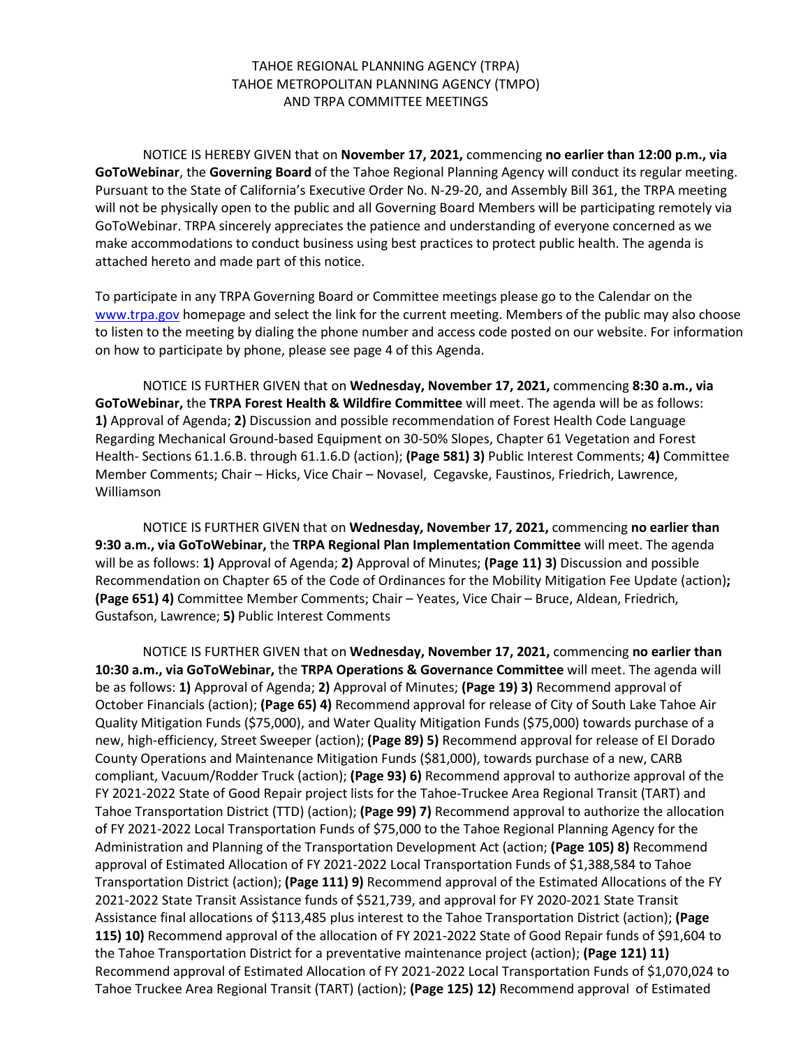# TAHOE REGIONAL PLANNING AGENCY (TRPA)
# TAHOE METROPOLITAN PLANNING AGENCY (TMPO)
# AND TRPA COMMITTEE MEETINGS

NOTICE IS HEREBY GIVEN that on **November 17, 2021,** commencing **no earlier than 12:00 p.m., via GoToWebinar**, the **Governing Board** of the Tahoe Regional Planning Agency will conduct its regular meeting. Pursuant to the State of California's Executive Order No. N-29-20, and Assembly Bill 361, the TRPA meeting will not be physically open to the public and all Governing Board Members will be participating remotely via GoToWebinar. TRPA sincerely appreciates the patience and understanding of everyone concerned as we make accommodations to conduct business using best practices to protect public health. The agenda is attached hereto and made part of this notice.

To participate in any TRPA Governing Board or Committee meetings please go to the Calendar on the [www.trpa.gov](http://www.trpa.gov) homepage and select the link for the current meeting. Members of the public may also choose to listen to the meeting by dialing the phone number and access code posted on our website. For information on how to participate by phone, please see page 4 of this Agenda.

NOTICE IS FURTHER GIVEN that on **Wednesday, November 17, 2021,** commencing **8:30 a.m., via GoToWebinar,** the **TRPA Forest Health & Wildfire Committee** will meet. The agenda will be as follows: **1)** Approval of Agenda; **2)** Discussion and possible recommendation of Forest Health Code Language Regarding Mechanical Ground-based Equipment on 30-50% Slopes, Chapter 61 Vegetation and Forest Health- Sections 61.1.6.B. through 61.1.6.D (action); **(Page 581) 3)** Public Interest Comments; **4)** Committee Member Comments; Chair – Hicks, Vice Chair – Novasel, Cegavske, Faustinos, Friedrich, Lawrence, Williamson

NOTICE IS FURTHER GIVEN that on **Wednesday, November 17, 2021,** commencing **no earlier than 9:30 a.m., via GoToWebinar,** the **TRPA Regional Plan Implementation Committee** will meet. The agenda will be as follows: **1)** Approval of Agenda; **2)** Approval of Minutes; **(Page 11) 3)** Discussion and possible Recommendation on Chapter 65 of the Code of Ordinances for the Mobility Mitigation Fee Update (action)**; (Page 651) 4)** Committee Member Comments; Chair – Yeates, Vice Chair – Bruce, Aldean, Friedrich, Gustafson, Lawrence; **5)** Public Interest Comments

NOTICE IS FURTHER GIVEN that on **Wednesday, November 17, 2021,** commencing **no earlier than 10:30 a.m., via GoToWebinar,** the **TRPA Operations & Governance Committee** will meet. The agenda will be as follows: **1)** Approval of Agenda; **2)** Approval of Minutes; **(Page 19) 3)** Recommend approval of October Financials (action); **(Page 65) 4)** Recommend approval for release of City of South Lake Tahoe Air Quality Mitigation Funds ($75,000), and Water Quality Mitigation Funds ($75,000) towards purchase of a new, high-efficiency, Street Sweeper (action); **(Page 89) 5)** Recommend approval for release of El Dorado County Operations and Maintenance Mitigation Funds ($81,000), towards purchase of a new, CARB compliant, Vacuum/Rodder Truck (action); **(Page 93) 6)** Recommend approval to authorize approval of the FY 2021-2022 State of Good Repair project lists for the Tahoe-Truckee Area Regional Transit (TART) and Tahoe Transportation District (TTD) (action); **(Page 99) 7)** Recommend approval to authorize the allocation of FY 2021-2022 Local Transportation Funds of $75,000 to the Tahoe Regional Planning Agency for the Administration and Planning of the Transportation Development Act (action; **(Page 105) 8)** Recommend approval of Estimated Allocation of FY 2021-2022 Local Transportation Funds of $1,388,584 to Tahoe Transportation District (action); **(Page 111) 9)** Recommend approval of the Estimated Allocations of the FY 2021-2022 State Transit Assistance funds of $521,739, and approval for FY 2020-2021 State Transit Assistance final allocations of $113,485 plus interest to the Tahoe Transportation District (action); **(Page 115) 10)** Recommend approval of the allocation of FY 2021-2022 State of Good Repair funds of $91,604 to the Tahoe Transportation District for a preventative maintenance project (action); **(Page 121) 11)** Recommend approval of Estimated Allocation of FY 2021-2022 Local Transportation Funds of $1,070,024 to Tahoe Truckee Area Regional Transit (TART) (action); **(Page 125) 12)** Recommend approval of Estimated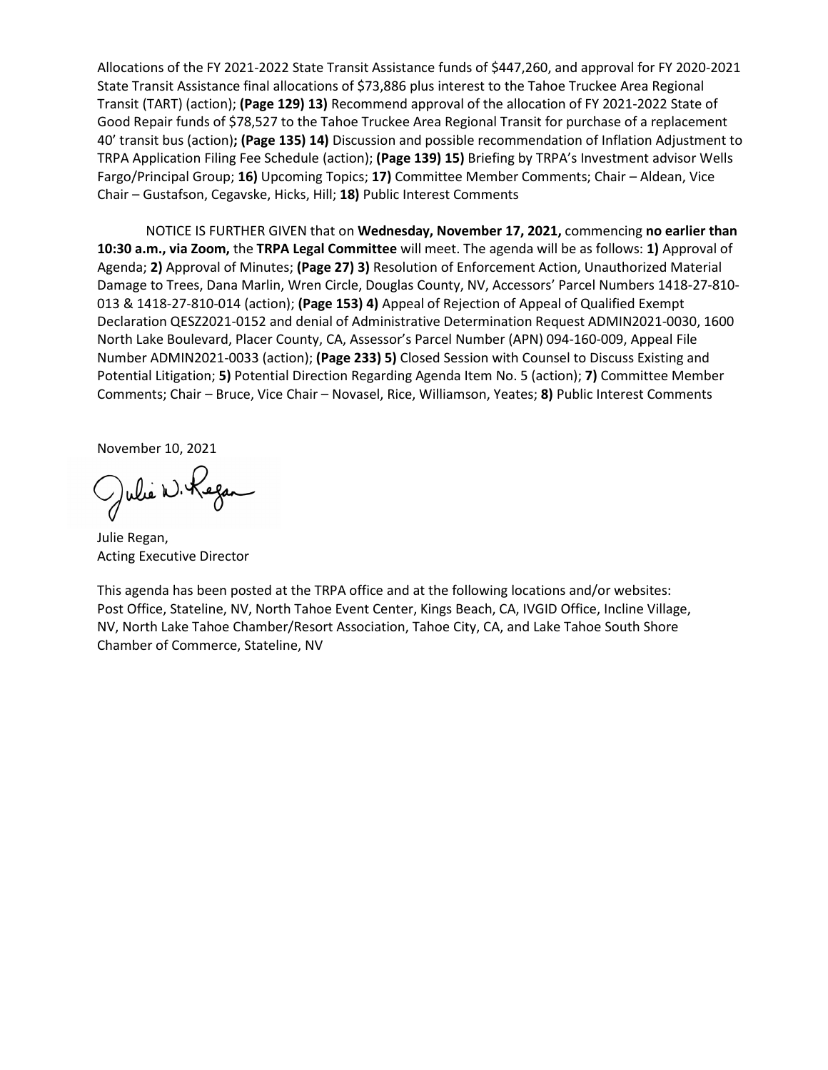Allocations of the FY 2021-2022 State Transit Assistance funds of $447,260, and approval for FY 2020-2021 State Transit Assistance final allocations of $73,886 plus interest to the Tahoe Truckee Area Regional Transit (TART) (action); **(Page 129) 13)** Recommend approval of the allocation of FY 2021-2022 State of Good Repair funds of $78,527 to the Tahoe Truckee Area Regional Transit for purchase of a replacement 40' transit bus (action)**; (Page 135) 14)** Discussion and possible recommendation of Inflation Adjustment to TRPA Application Filing Fee Schedule (action); **(Page 139) 15)** Briefing by TRPA's Investment advisor Wells Fargo/Principal Group; **16)** Upcoming Topics; **17)** Committee Member Comments; Chair – Aldean, Vice Chair – Gustafson, Cegavske, Hicks, Hill; **18)** Public Interest Comments

NOTICE IS FURTHER GIVEN that on **Wednesday, November 17, 2021,** commencing **no earlier than 10:30 a.m., via Zoom,** the **TRPA Legal Committee** will meet. The agenda will be as follows: **1)** Approval of Agenda; **2)** Approval of Minutes; **(Page 27) 3)** Resolution of Enforcement Action, Unauthorized Material Damage to Trees, Dana Marlin, Wren Circle, Douglas County, NV, Accessors' Parcel Numbers 1418-27-810-013 & 1418-27-810-014 (action); **(Page 153) 4)** Appeal of Rejection of Appeal of Qualified Exempt Declaration QESZ2021-0152 and denial of Administrative Determination Request ADMIN2021-0030, 1600 North Lake Boulevard, Placer County, CA, Assessor's Parcel Number (APN) 094-160-009, Appeal File Number ADMIN2021-0033 (action); **(Page 233) 5)** Closed Session with Counsel to Discuss Existing and Potential Litigation; **5)** Potential Direction Regarding Agenda Item No. 5 (action); **7)** Committee Member Comments; Chair – Bruce, Vice Chair – Novasel, Rice, Williamson, Yeates; **8)** Public Interest Comments

November 10, 2021

Julie W. Regan

Julie Regan,
Acting Executive Director

This agenda has been posted at the TRPA office and at the following locations and/or websites: Post Office, Stateline, NV, North Tahoe Event Center, Kings Beach, CA, IVGID Office, Incline Village, NV, North Lake Tahoe Chamber/Resort Association, Tahoe City, CA, and Lake Tahoe South Shore Chamber of Commerce, Stateline, NV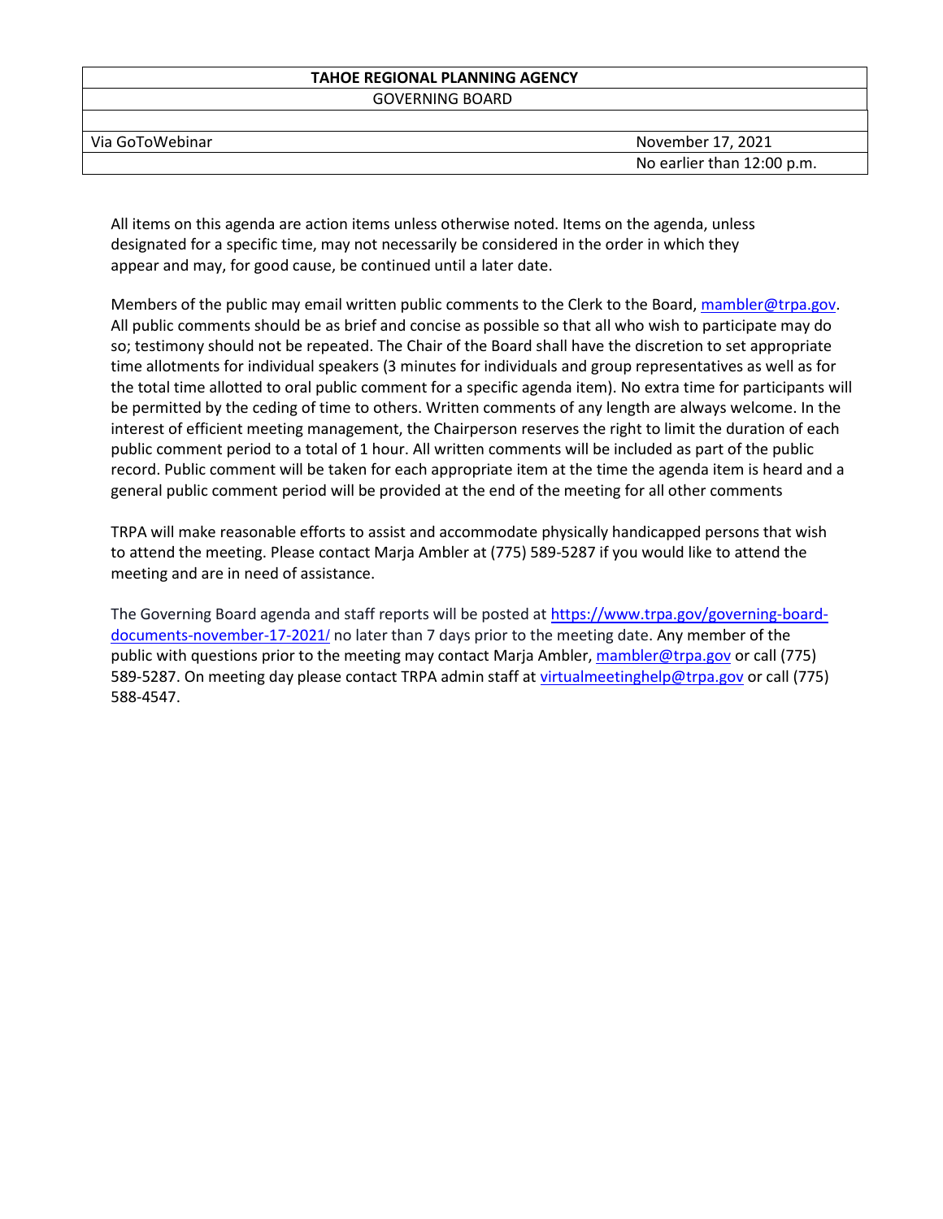| TAHOE REGIONAL PLANNING AGENCY | |
|---|---|
| GOVERNING BOARD | |
| | |
| Via GoToWebinar | November 17, 2021 |
| | No earlier than 12:00 p.m. |

All items on this agenda are action items unless otherwise noted. Items on the agenda, unless designated for a specific time, may not necessarily be considered in the order in which they appear and may, for good cause, be continued until a later date.

Members of the public may email written public comments to the Clerk to the Board, mambler@trpa.gov. All public comments should be as brief and concise as possible so that all who wish to participate may do so; testimony should not be repeated. The Chair of the Board shall have the discretion to set appropriate time allotments for individual speakers (3 minutes for individuals and group representatives as well as for the total time allotted to oral public comment for a specific agenda item). No extra time for participants will be permitted by the ceding of time to others. Written comments of any length are always welcome. In the interest of efficient meeting management, the Chairperson reserves the right to limit the duration of each public comment period to a total of 1 hour. All written comments will be included as part of the public record. Public comment will be taken for each appropriate item at the time the agenda item is heard and a general public comment period will be provided at the end of the meeting for all other comments

TRPA will make reasonable efforts to assist and accommodate physically handicapped persons that wish to attend the meeting. Please contact Marja Ambler at (775) 589-5287 if you would like to attend the meeting and are in need of assistance.

The Governing Board agenda and staff reports will be posted at https://www.trpa.gov/governing-board-documents-november-17-2021/ no later than 7 days prior to the meeting date. Any member of the public with questions prior to the meeting may contact Marja Ambler, mambler@trpa.gov or call (775) 589-5287. On meeting day please contact TRPA admin staff at virtualmeetinghelp@trpa.gov or call (775) 588-4547.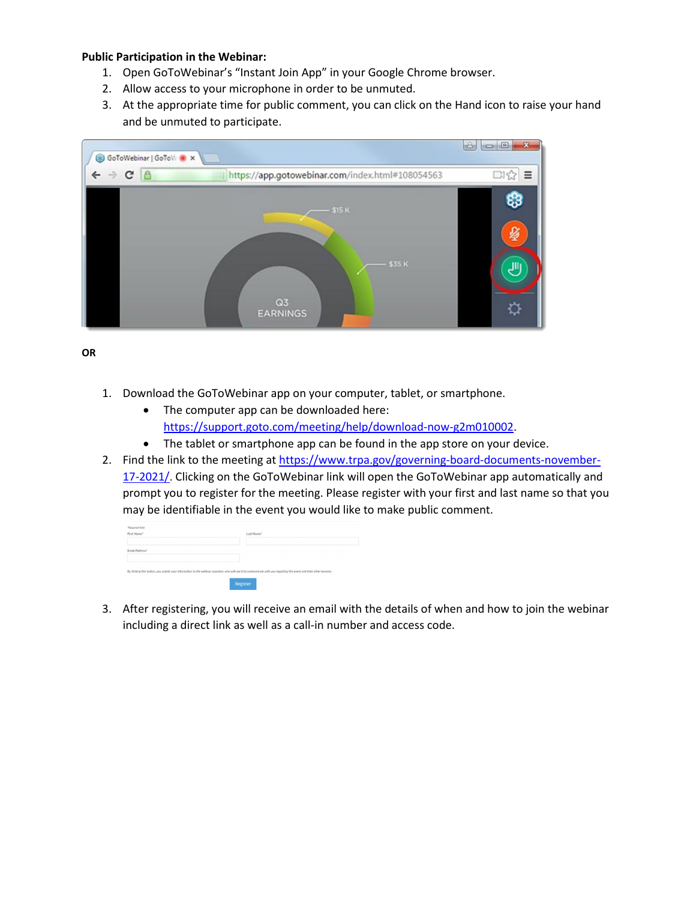**Public Participation in the Webinar:**

1. Open GoToWebinar's "Instant Join App" in your Google Chrome browser.
2. Allow access to your microphone in order to be unmuted.
3. At the appropriate time for public comment, you can click on the Hand icon to raise your hand and be unmuted to participate.

**OR**

1. Download the GoToWebinar app on your computer, tablet, or smartphone.
   - The computer app can be downloaded here: https://support.goto.com/meeting/help/download-now-g2m010002.
   - The tablet or smartphone app can be found in the app store on your device.
2. Find the link to the meeting at https://www.trpa.gov/governing-board-documents-november-17-2021/. Clicking on the GoToWebinar link will open the GoToWebinar app automatically and prompt you to register for the meeting. Please register with your first and last name so that you may be identifiable in the event you would like to make public comment.
3. After registering, you will receive an email with the details of when and how to join the webinar including a direct link as well as a call-in number and access code.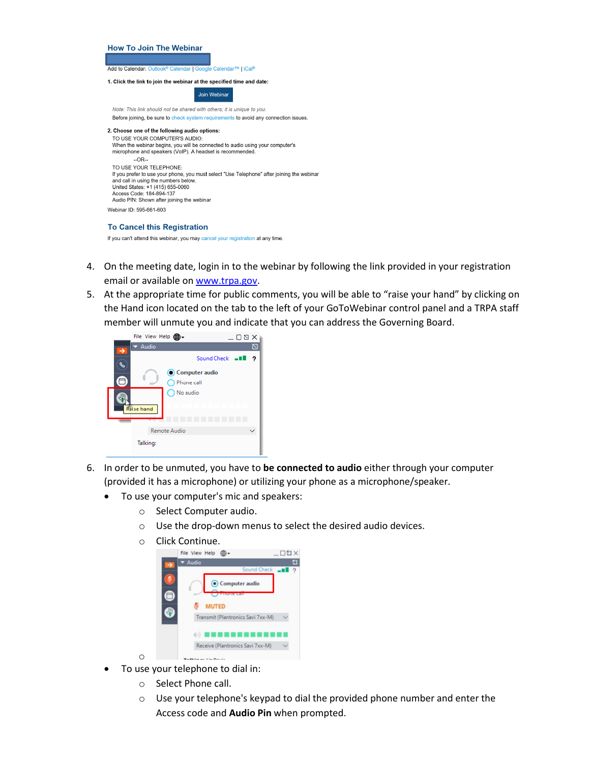### How To Join The Webinar

Add to Calendar: Outlook® Calendar | Google Calendar™ | iCal®

1. Click the link to join the webinar at the specified time and date:

Join Webinar

*Note: This link should not be shared with others; it is unique to you.*

Before joining, be sure to check system requirements to avoid any connection issues.

2. Choose one of the following audio options:

TO USE YOUR COMPUTER'S AUDIO:
When the webinar begins, you will be connected to audio using your computer's microphone and speakers (VoIP). A headset is recommended.

--OR--

TO USE YOUR TELEPHONE:
If you prefer to use your phone, you must select "Use Telephone" after joining the webinar and call in using the numbers below.
United States: +1 (415) 655-0060
Access Code: 184-894-137
Audio PIN: Shown after joining the webinar

Webinar ID: 595-661-603

### To Cancel this Registration

If you can't attend this webinar, you may cancel your registration at any time.

4. On the meeting date, login in to the webinar by following the link provided in your registration email or available on www.trpa.gov.
5. At the appropriate time for public comments, you will be able to "raise your hand" by clicking on the Hand icon located on the tab to the left of your GoToWebinar control panel and a TRPA staff member will unmute you and indicate that you can address the Governing Board.

6. In order to be unmuted, you have to **be connected to audio** either through your computer (provided it has a microphone) or utilizing your phone as a microphone/speaker.
   - To use your computer's mic and speakers:
     - Select Computer audio.
     - Use the drop-down menus to select the desired audio devices.
     - Click Continue.
   - To use your telephone to dial in:
     - Select Phone call.
     - Use your telephone's keypad to dial the provided phone number and enter the Access code and **Audio Pin** when prompted.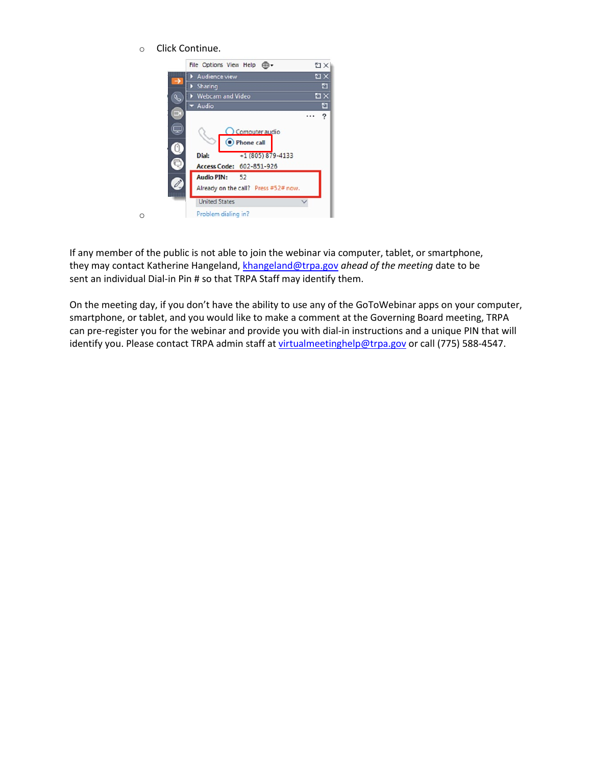- Click Continue.

-

If any member of the public is not able to join the webinar via computer, tablet, or smartphone, they may contact Katherine Hangeland, khangeland@trpa.gov *ahead of the meeting* date to be sent an individual Dial-in Pin # so that TRPA Staff may identify them.

On the meeting day, if you don't have the ability to use any of the GoToWebinar apps on your computer, smartphone, or tablet, and you would like to make a comment at the Governing Board meeting, TRPA can pre-register you for the webinar and provide you with dial-in instructions and a unique PIN that will identify you. Please contact TRPA admin staff at virtualmeetinghelp@trpa.gov or call (775) 588-4547.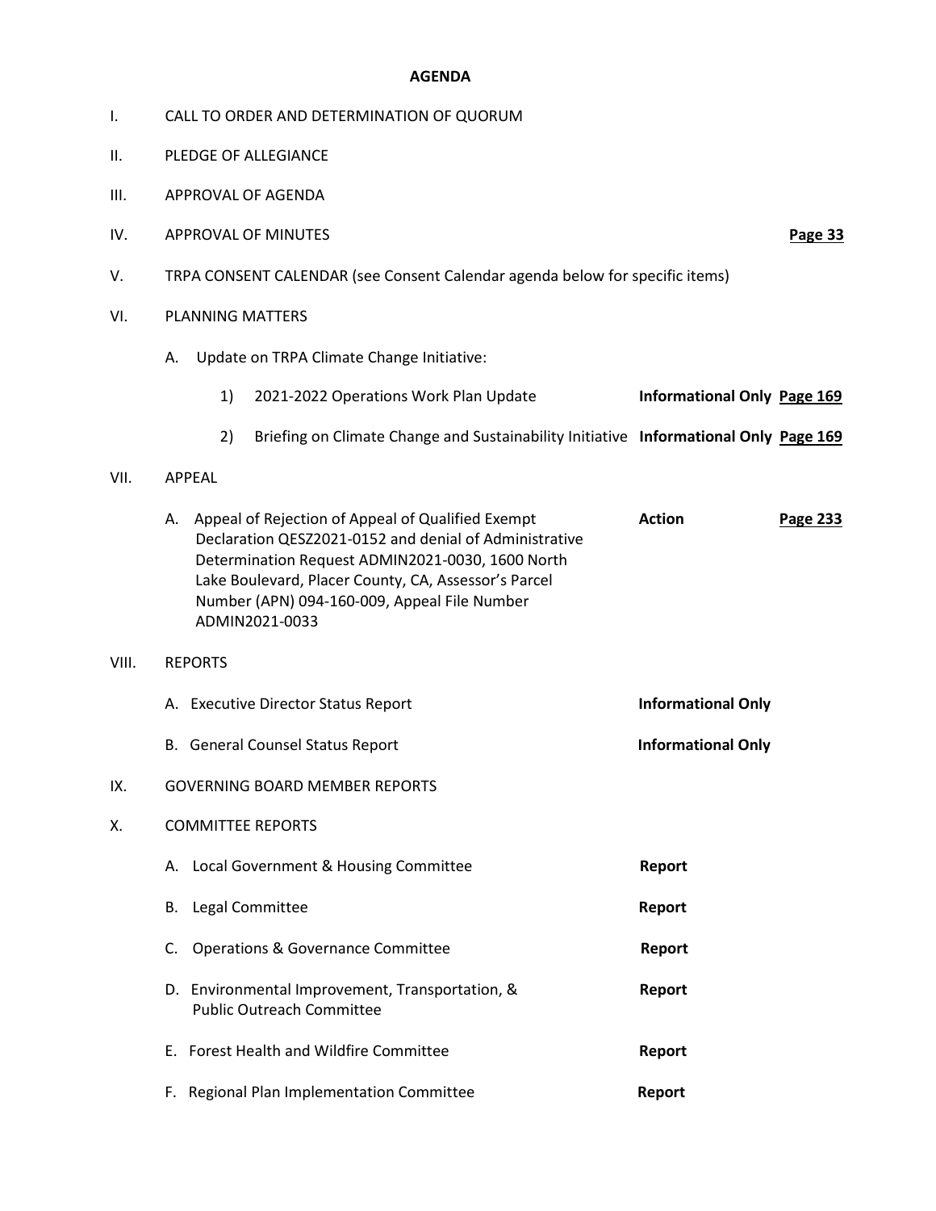**AGENDA**

I. CALL TO ORDER AND DETERMINATION OF QUORUM

II. PLEDGE OF ALLEGIANCE

III. APPROVAL OF AGENDA

IV. APPROVAL OF MINUTES **Page 33**

V. TRPA CONSENT CALENDAR (see Consent Calendar agenda below for specific items)

VI. PLANNING MATTERS

A. Update on TRPA Climate Change Initiative:

1) 2021-2022 Operations Work Plan Update **Informational Only** **Page 169**

2) Briefing on Climate Change and Sustainability Initiative **Informational Only** **Page 169**

VII. APPEAL

A. Appeal of Rejection of Appeal of Qualified Exempt Declaration QESZ2021-0152 and denial of Administrative Determination Request ADMIN2021-0030, 1600 North Lake Boulevard, Placer County, CA, Assessor's Parcel Number (APN) 094-160-009, Appeal File Number ADMIN2021-0033 **Action** **Page 233**

VIII. REPORTS

A. Executive Director Status Report **Informational Only**

B. General Counsel Status Report **Informational Only**

IX. GOVERNING BOARD MEMBER REPORTS

X. COMMITTEE REPORTS

A. Local Government & Housing Committee **Report**

B. Legal Committee **Report**

C. Operations & Governance Committee **Report**

D. Environmental Improvement, Transportation, & Public Outreach Committee **Report**

E. Forest Health and Wildfire Committee **Report**

F. Regional Plan Implementation Committee **Report**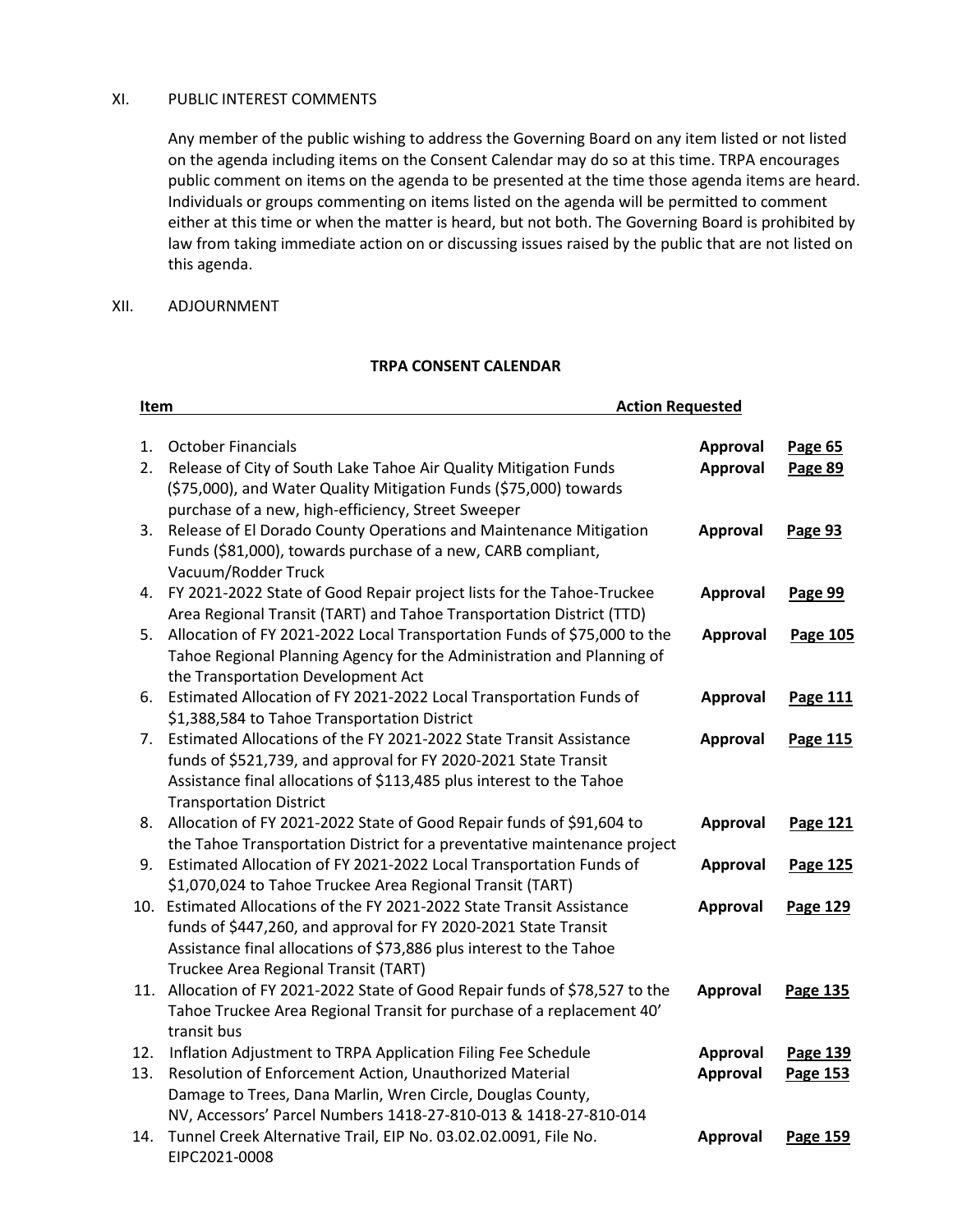XI. PUBLIC INTEREST COMMENTS

Any member of the public wishing to address the Governing Board on any item listed or not listed on the agenda including items on the Consent Calendar may do so at this time. TRPA encourages public comment on items on the agenda to be presented at the time those agenda items are heard. Individuals or groups commenting on items listed on the agenda will be permitted to comment either at this time or when the matter is heard, but not both. The Governing Board is prohibited by law from taking immediate action on or discussing issues raised by the public that are not listed on this agenda.

XII. ADJOURNMENT

**TRPA CONSENT CALENDAR**

| Item | Action Requested | |
|---|---|---|
| 1. October Financials | **Approval** | **Page 65** |
| 2. Release of City of South Lake Tahoe Air Quality Mitigation Funds ($75,000), and Water Quality Mitigation Funds ($75,000) towards purchase of a new, high-efficiency, Street Sweeper | **Approval** | **Page 89** |
| 3. Release of El Dorado County Operations and Maintenance Mitigation Funds ($81,000), towards purchase of a new, CARB compliant, Vacuum/Rodder Truck | **Approval** | **Page 93** |
| 4. FY 2021-2022 State of Good Repair project lists for the Tahoe-Truckee Area Regional Transit (TART) and Tahoe Transportation District (TTD) | **Approval** | **Page 99** |
| 5. Allocation of FY 2021-2022 Local Transportation Funds of $75,000 to the Tahoe Regional Planning Agency for the Administration and Planning of the Transportation Development Act | **Approval** | **Page 105** |
| 6. Estimated Allocation of FY 2021-2022 Local Transportation Funds of $1,388,584 to Tahoe Transportation District | **Approval** | **Page 111** |
| 7. Estimated Allocations of the FY 2021-2022 State Transit Assistance funds of $521,739, and approval for FY 2020-2021 State Transit Assistance final allocations of $113,485 plus interest to the Tahoe Transportation District | **Approval** | **Page 115** |
| 8. Allocation of FY 2021-2022 State of Good Repair funds of $91,604 to the Tahoe Transportation District for a preventative maintenance project | **Approval** | **Page 121** |
| 9. Estimated Allocation of FY 2021-2022 Local Transportation Funds of $1,070,024 to Tahoe Truckee Area Regional Transit (TART) | **Approval** | **Page 125** |
| 10. Estimated Allocations of the FY 2021-2022 State Transit Assistance funds of $447,260, and approval for FY 2020-2021 State Transit Assistance final allocations of $73,886 plus interest to the Tahoe Truckee Area Regional Transit (TART) | **Approval** | **Page 129** |
| 11. Allocation of FY 2021-2022 State of Good Repair funds of $78,527 to the Tahoe Truckee Area Regional Transit for purchase of a replacement 40' transit bus | **Approval** | **Page 135** |
| 12. Inflation Adjustment to TRPA Application Filing Fee Schedule | **Approval** | **Page 139** |
| 13. Resolution of Enforcement Action, Unauthorized Material Damage to Trees, Dana Marlin, Wren Circle, Douglas County, NV, Accessors' Parcel Numbers 1418-27-810-013 & 1418-27-810-014 | **Approval** | **Page 153** |
| 14. Tunnel Creek Alternative Trail, EIP No. 03.02.02.0091, File No. EIPC2021-0008 | **Approval** | **Page 159** |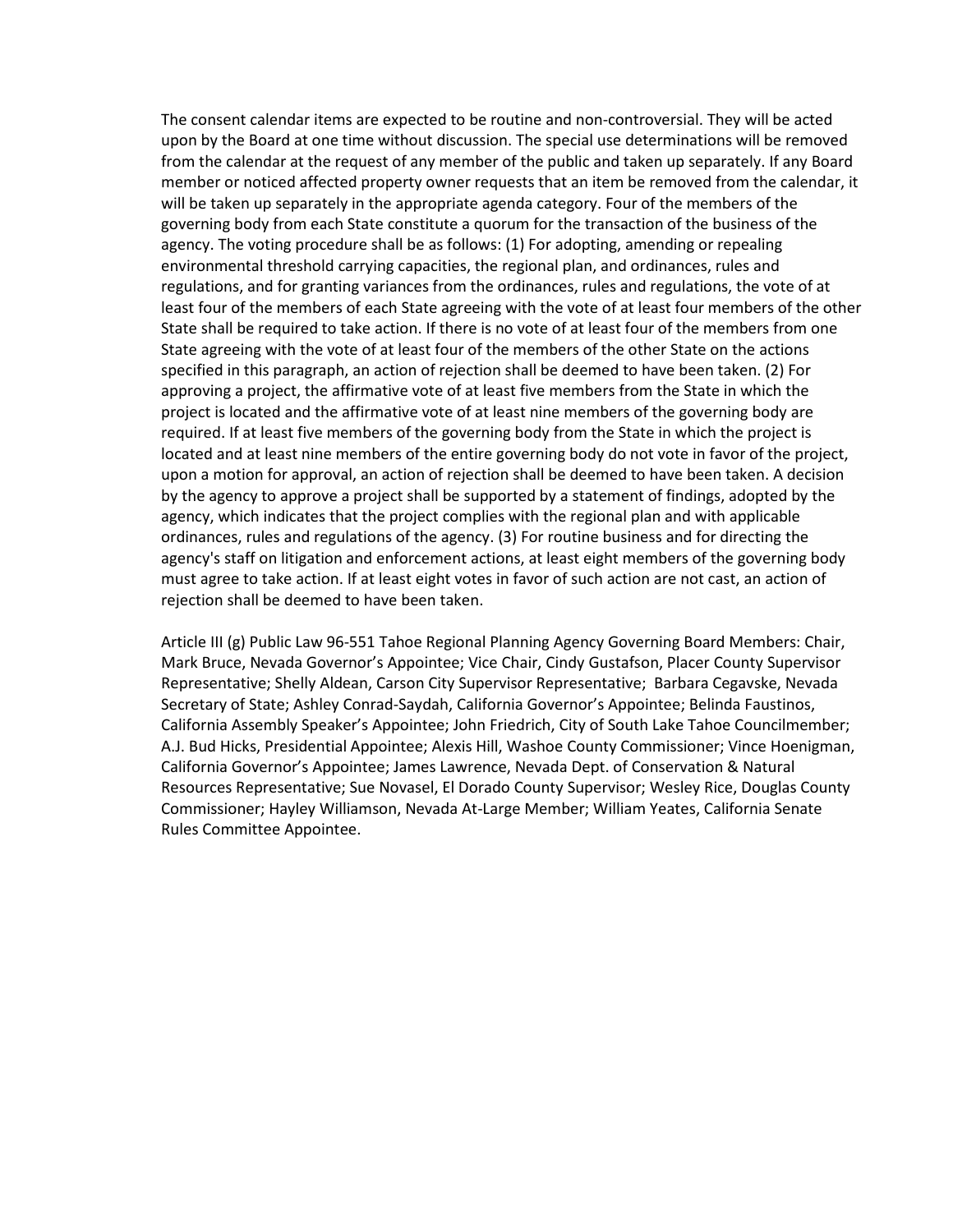The consent calendar items are expected to be routine and non-controversial. They will be acted upon by the Board at one time without discussion. The special use determinations will be removed from the calendar at the request of any member of the public and taken up separately. If any Board member or noticed affected property owner requests that an item be removed from the calendar, it will be taken up separately in the appropriate agenda category. Four of the members of the governing body from each State constitute a quorum for the transaction of the business of the agency. The voting procedure shall be as follows: (1) For adopting, amending or repealing environmental threshold carrying capacities, the regional plan, and ordinances, rules and regulations, and for granting variances from the ordinances, rules and regulations, the vote of at least four of the members of each State agreeing with the vote of at least four members of the other State shall be required to take action. If there is no vote of at least four of the members from one State agreeing with the vote of at least four of the members of the other State on the actions specified in this paragraph, an action of rejection shall be deemed to have been taken. (2) For approving a project, the affirmative vote of at least five members from the State in which the project is located and the affirmative vote of at least nine members of the governing body are required. If at least five members of the governing body from the State in which the project is located and at least nine members of the entire governing body do not vote in favor of the project, upon a motion for approval, an action of rejection shall be deemed to have been taken. A decision by the agency to approve a project shall be supported by a statement of findings, adopted by the agency, which indicates that the project complies with the regional plan and with applicable ordinances, rules and regulations of the agency. (3) For routine business and for directing the agency's staff on litigation and enforcement actions, at least eight members of the governing body must agree to take action. If at least eight votes in favor of such action are not cast, an action of rejection shall be deemed to have been taken.

Article III (g) Public Law 96-551 Tahoe Regional Planning Agency Governing Board Members: Chair, Mark Bruce, Nevada Governor's Appointee; Vice Chair, Cindy Gustafson, Placer County Supervisor Representative; Shelly Aldean, Carson City Supervisor Representative; Barbara Cegavske, Nevada Secretary of State; Ashley Conrad-Saydah, California Governor's Appointee; Belinda Faustinos, California Assembly Speaker's Appointee; John Friedrich, City of South Lake Tahoe Councilmember; A.J. Bud Hicks, Presidential Appointee; Alexis Hill, Washoe County Commissioner; Vince Hoenigman, California Governor's Appointee; James Lawrence, Nevada Dept. of Conservation & Natural Resources Representative; Sue Novasel, El Dorado County Supervisor; Wesley Rice, Douglas County Commissioner; Hayley Williamson, Nevada At-Large Member; William Yeates, California Senate Rules Committee Appointee.